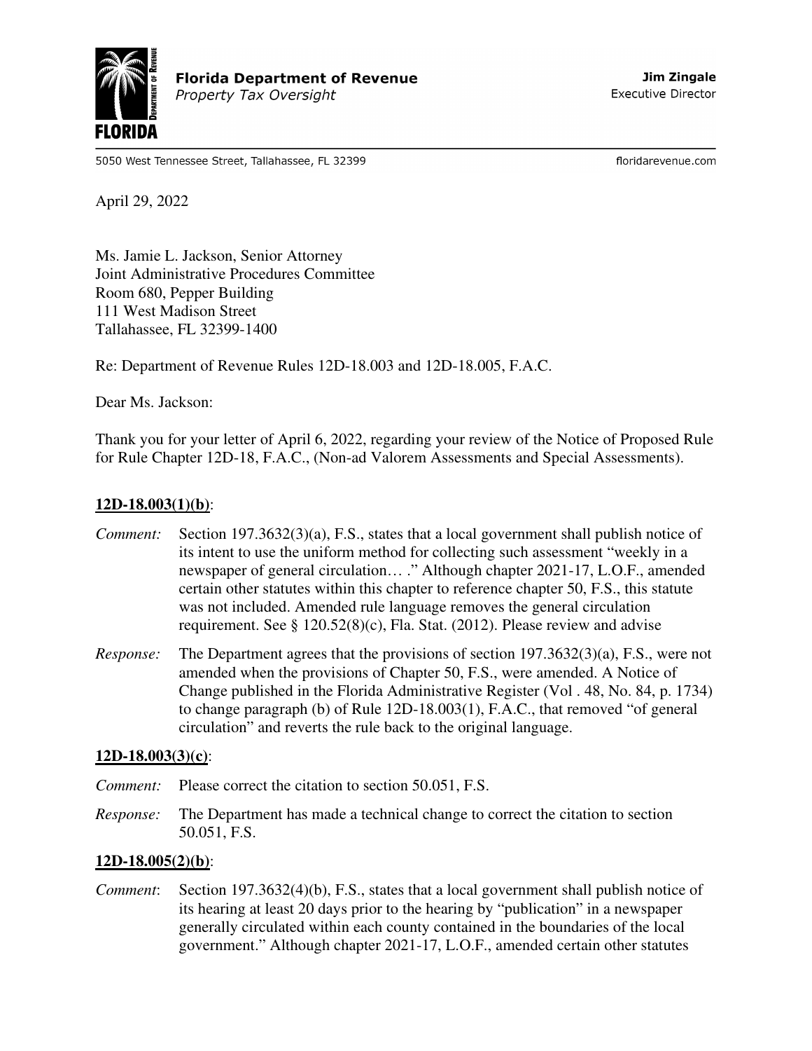**Florida Department of Revenue**
*Property Tax Oversight*

**Jim Zingale**
Executive Director

5050 West Tennessee Street, Tallahassee, FL 32399

floridarevenue.com

April 29, 2022

Ms. Jamie L. Jackson, Senior Attorney
Joint Administrative Procedures Committee
Room 680, Pepper Building
111 West Madison Street
Tallahassee, FL 32399-1400

Re: Department of Revenue Rules 12D-18.003 and 12D-18.005, F.A.C.

Dear Ms. Jackson:

Thank you for your letter of April 6, 2022, regarding your review of the Notice of Proposed Rule for Rule Chapter 12D-18, F.A.C., (Non-ad Valorem Assessments and Special Assessments).

**12D-18.003(1)(b)**:

*Comment:* Section 197.3632(3)(a), F.S., states that a local government shall publish notice of its intent to use the uniform method for collecting such assessment "weekly in a newspaper of general circulation… ." Although chapter 2021-17, L.O.F., amended certain other statutes within this chapter to reference chapter 50, F.S., this statute was not included. Amended rule language removes the general circulation requirement. See § 120.52(8)(c), Fla. Stat. (2012). Please review and advise

*Response:* The Department agrees that the provisions of section 197.3632(3)(a), F.S., were not amended when the provisions of Chapter 50, F.S., were amended. A Notice of Change published in the Florida Administrative Register (Vol . 48, No. 84, p. 1734) to change paragraph (b) of Rule 12D-18.003(1), F.A.C., that removed "of general circulation" and reverts the rule back to the original language.

**12D-18.003(3)(c)**:

*Comment:* Please correct the citation to section 50.051, F.S.

*Response:* The Department has made a technical change to correct the citation to section 50.051, F.S.

**12D-18.005(2)(b)**:

*Comment*: Section 197.3632(4)(b), F.S., states that a local government shall publish notice of its hearing at least 20 days prior to the hearing by "publication" in a newspaper generally circulated within each county contained in the boundaries of the local government." Although chapter 2021-17, L.O.F., amended certain other statutes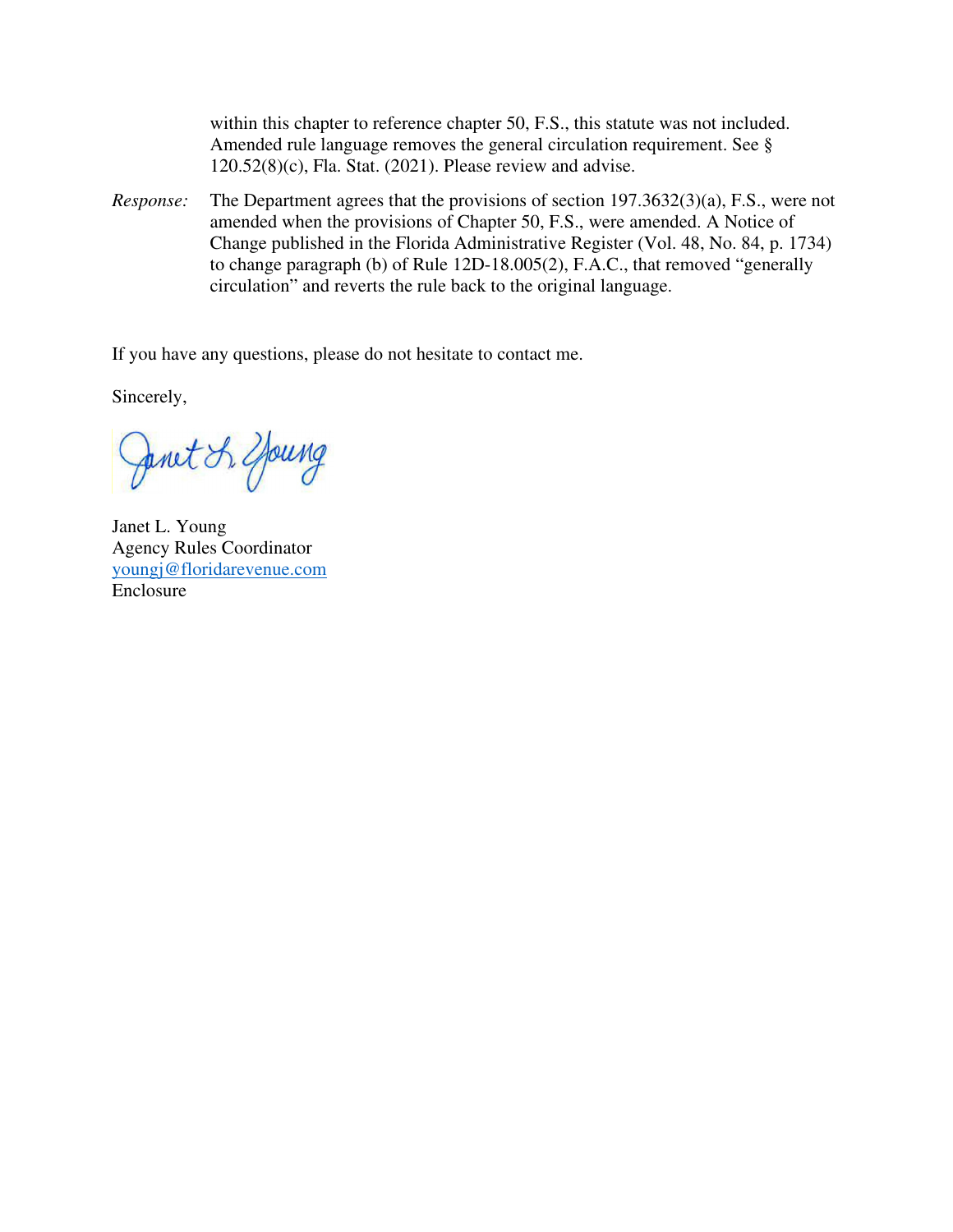within this chapter to reference chapter 50, F.S., this statute was not included. Amended rule language removes the general circulation requirement. See § 120.52(8)(c), Fla. Stat. (2021). Please review and advise.

*Response:* The Department agrees that the provisions of section 197.3632(3)(a), F.S., were not amended when the provisions of Chapter 50, F.S., were amended. A Notice of Change published in the Florida Administrative Register (Vol. 48, No. 84, p. 1734) to change paragraph (b) of Rule 12D-18.005(2), F.A.C., that removed "generally circulation" and reverts the rule back to the original language.

If you have any questions, please do not hesitate to contact me.

Sincerely,

Janet L. Young

Janet L. Young
Agency Rules Coordinator
youngj@floridarevenue.com
Enclosure